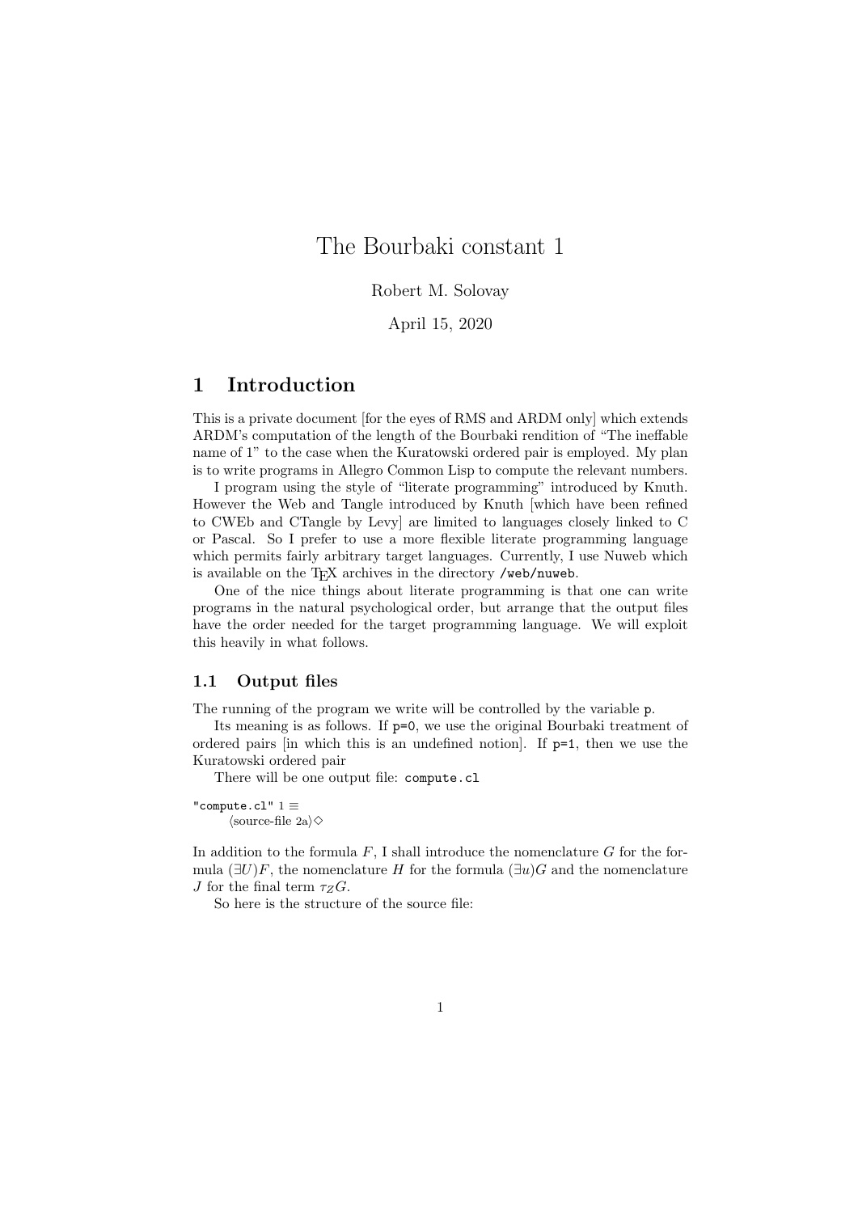# The Bourbaki constant 1

Robert M. Solovay

April 15, 2020

## 1 Introduction

This is a private document [for the eyes of RMS and ARDM only] which extends ARDM's computation of the length of the Bourbaki rendition of "The ineffable name of 1" to the case when the Kuratowski ordered pair is employed. My plan is to write programs in Allegro Common Lisp to compute the relevant numbers.

I program using the style of "literate programming" introduced by Knuth. However the Web and Tangle introduced by Knuth [which have been refined to CWEb and CTangle by Levy] are limited to languages closely linked to C or Pascal. So I prefer to use a more flexible literate programming language which permits fairly arbitrary target languages. Currently, I use Nuweb which is available on the TEX archives in the directory `/web/nuweb`.

One of the nice things about literate programming is that one can write programs in the natural psychological order, but arrange that the output files have the order needed for the target programming language. We will exploit this heavily in what follows.

### 1.1 Output files

The running of the program we write will be controlled by the variable `p`.

Its meaning is as follows. If `p=0`, we use the original Bourbaki treatment of ordered pairs [in which this is an undefined notion]. If `p=1`, then we use the Kuratowski ordered pair

There will be one output file: `compute.cl`

```
"compute.cl" 1 ≡
    ⟨source-file 2a⟩◇
```

In addition to the formula $F$, I shall introduce the nomenclature $G$ for the formula $(\exists U)F$, the nomenclature $H$ for the formula $(\exists u)G$ and the nomenclature $J$ for the final term $\tau_Z G$.

So here is the structure of the source file: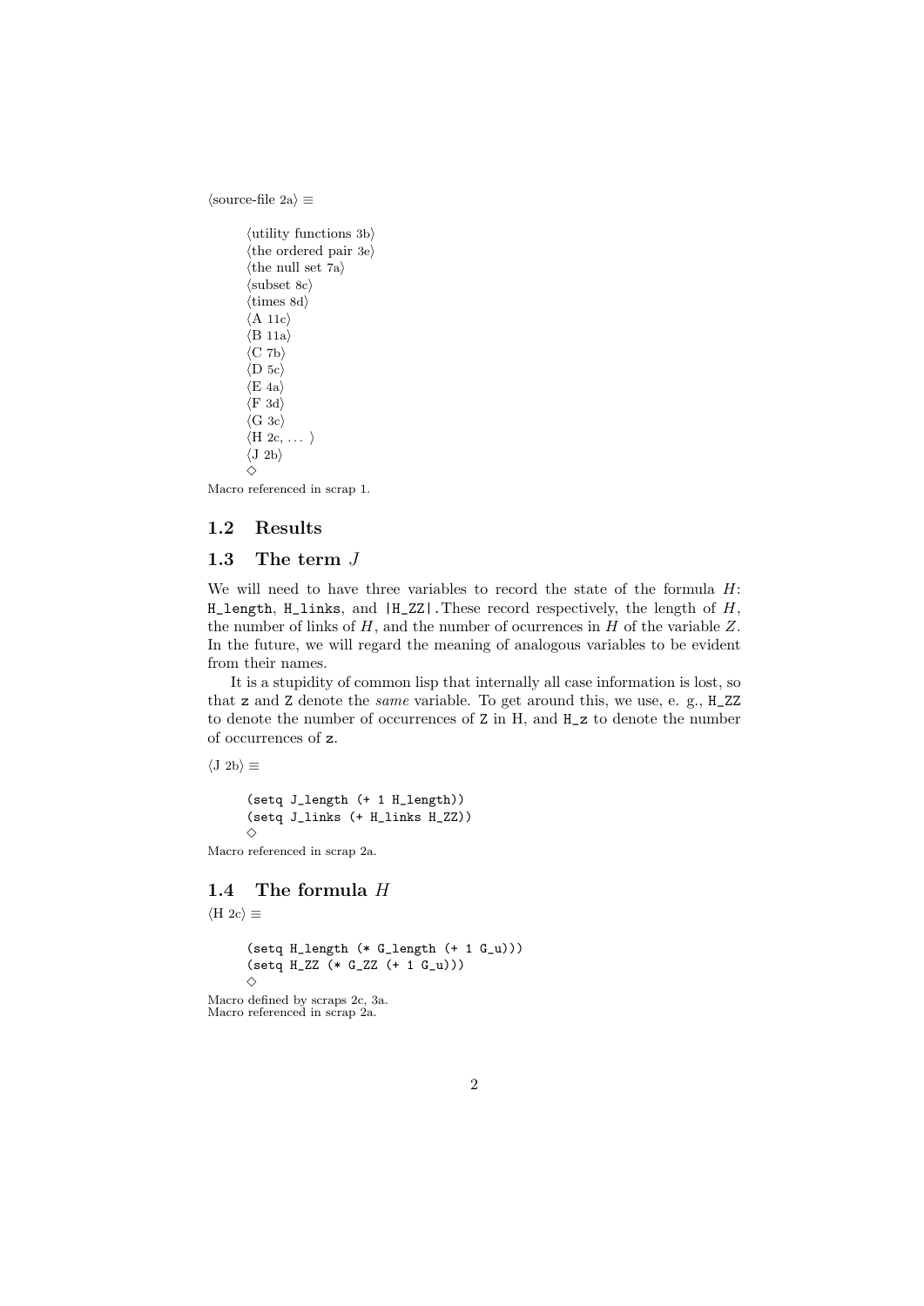⟨source-file 2a⟩ ≡

```
⟨utility functions 3b⟩
⟨the ordered pair 3e⟩
⟨the null set 7a⟩
⟨subset 8c⟩
⟨times 8d⟩
⟨A 11c⟩
⟨B 11a⟩
⟨C 7b⟩
⟨D 5c⟩
⟨E 4a⟩
⟨F 3d⟩
⟨G 3c⟩
⟨H 2c, ... ⟩
⟨J 2b⟩
◇
```

Macro referenced in scrap 1.

## 1.2 Results

## 1.3 The term $J$

We will need to have three variables to record the state of the formula $H$: `H_length`, `H_links`, and `|H_ZZ|`.These record respectively, the length of $H$, the number of links of $H$, and the number of ocurrences in $H$ of the variable $Z$. In the future, we will regard the meaning of analogous variables to be evident from their names.

It is a stupidity of common lisp that internally all case information is lost, so that `z` and `Z` denote the *same* variable. To get around this, we use, e. g., `H_ZZ` to denote the number of occurrences of `Z` in H, and `H_z` to denote the number of occurrences of `z`.

⟨J 2b⟩ ≡

```
(setq J_length (+ 1 H_length))
(setq J_links (+ H_links H_ZZ))
◇
```

Macro referenced in scrap 2a.

## 1.4 The formula $H$

⟨H 2c⟩ ≡

```
(setq H_length (* G_length (+ 1 G_u)))
(setq H_ZZ (* G_ZZ (+ 1 G_u)))
◇
```

Macro defined by scraps 2c, 3a.
Macro referenced in scrap 2a.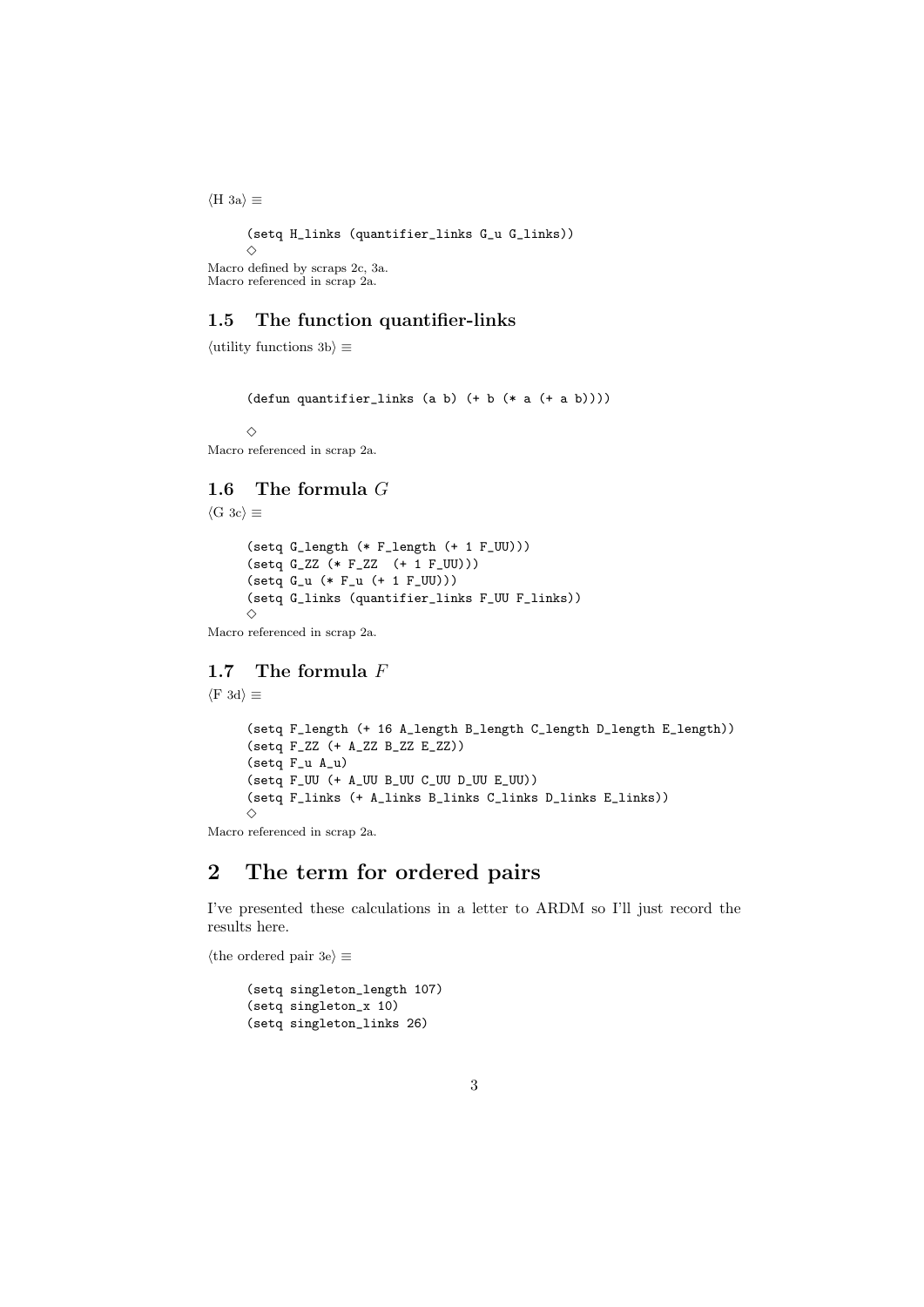⟨H 3a⟩ ≡

```
(setq H_links (quantifier_links G_u G_links))
◇
```

Macro defined by scraps 2c, 3a.
Macro referenced in scrap 2a.

### 1.5 The function quantifier-links

⟨utility functions 3b⟩ ≡

```
(defun quantifier_links (a b) (+ b (* a (+ a b))))

◇
```

Macro referenced in scrap 2a.

### 1.6 The formula $G$

⟨G 3c⟩ ≡

```
(setq G_length (* F_length (+ 1 F_UU)))
(setq G_ZZ (* F_ZZ  (+ 1 F_UU)))
(setq G_u (* F_u (+ 1 F_UU)))
(setq G_links (quantifier_links F_UU F_links))
◇
```

Macro referenced in scrap 2a.

### 1.7 The formula $F$

⟨F 3d⟩ ≡

```
(setq F_length (+ 16 A_length B_length C_length D_length E_length))
(setq F_ZZ (+ A_ZZ B_ZZ E_ZZ))
(setq F_u A_u)
(setq F_UU (+ A_UU B_UU C_UU D_UU E_UU))
(setq F_links (+ A_links B_links C_links D_links E_links))
◇
```

Macro referenced in scrap 2a.

## 2 The term for ordered pairs

I've presented these calculations in a letter to ARDM so I'll just record the results here.

⟨the ordered pair 3e⟩ ≡

```
(setq singleton_length 107)
(setq singleton_x 10)
(setq singleton_links 26)
```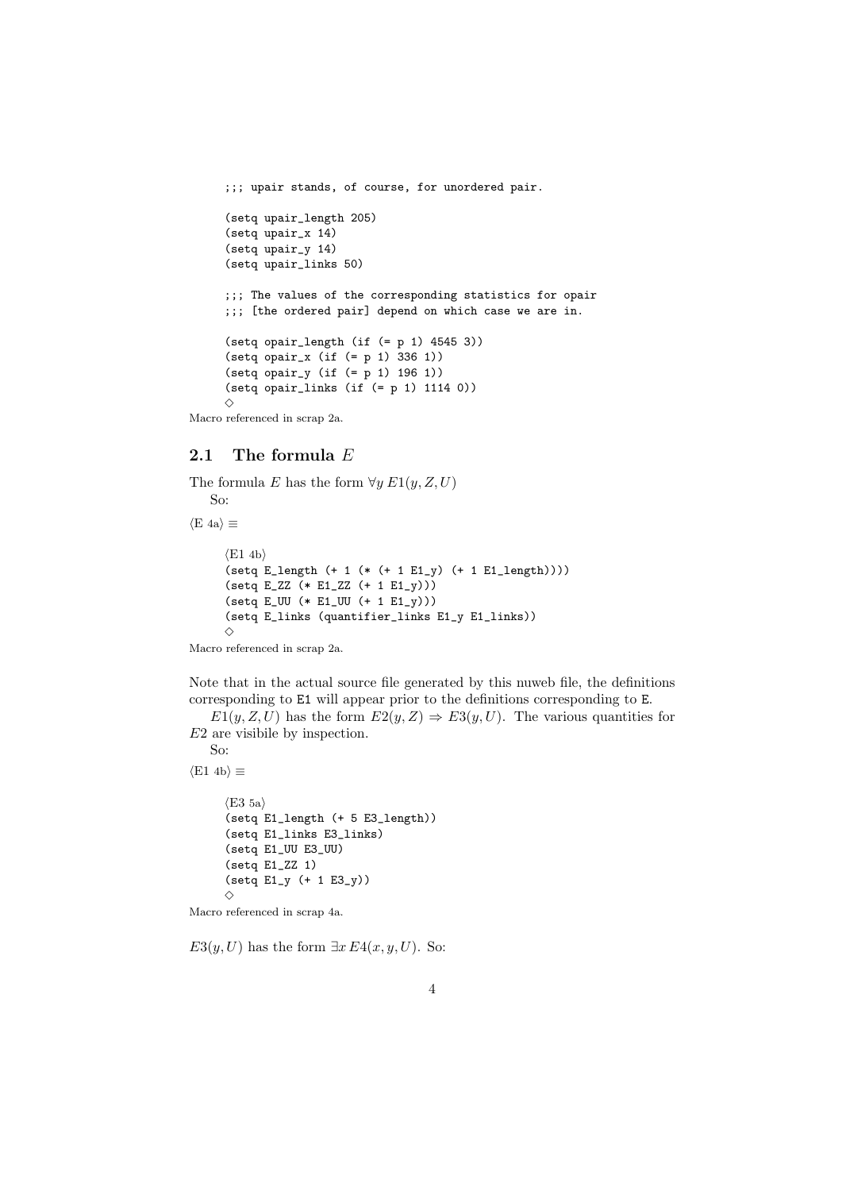```
;;; upair stands, of course, for unordered pair.

(setq upair_length 205)
(setq upair_x 14)
(setq upair_y 14)
(setq upair_links 50)

;;; The values of the corresponding statistics for opair
;;; [the ordered pair] depend on which case we are in.

(setq opair_length (if (= p 1) 4545 3))
(setq opair_x (if (= p 1) 336 1))
(setq opair_y (if (= p 1) 196 1))
(setq opair_links (if (= p 1) 1114 0))
◇
```

Macro referenced in scrap 2a.

## 2.1 The formula $E$

The formula $E$ has the form $\forall y\, E1(y, Z, U)$

So:

⟨E 4a⟩ ≡

```
⟨E1 4b⟩
(setq E_length (+ 1 (* (+ 1 E1_y) (+ 1 E1_length))))
(setq E_ZZ (* E1_ZZ (+ 1 E1_y)))
(setq E_UU (* E1_UU (+ 1 E1_y)))
(setq E_links (quantifier_links E1_y E1_links))
◇
```

Macro referenced in scrap 2a.

Note that in the actual source file generated by this nuweb file, the definitions corresponding to `E1` will appear prior to the definitions corresponding to `E`.

$E1(y, Z, U)$ has the form $E2(y, Z) \Rightarrow E3(y, U)$. The various quantities for $E2$ are visibile by inspection.

So:

⟨E1 4b⟩ ≡

```
⟨E3 5a⟩
(setq E1_length (+ 5 E3_length))
(setq E1_links E3_links)
(setq E1_UU E3_UU)
(setq E1_ZZ 1)
(setq E1_y (+ 1 E3_y))
◇
```

Macro referenced in scrap 4a.

$E3(y, U)$ has the form $\exists x\, E4(x, y, U)$. So: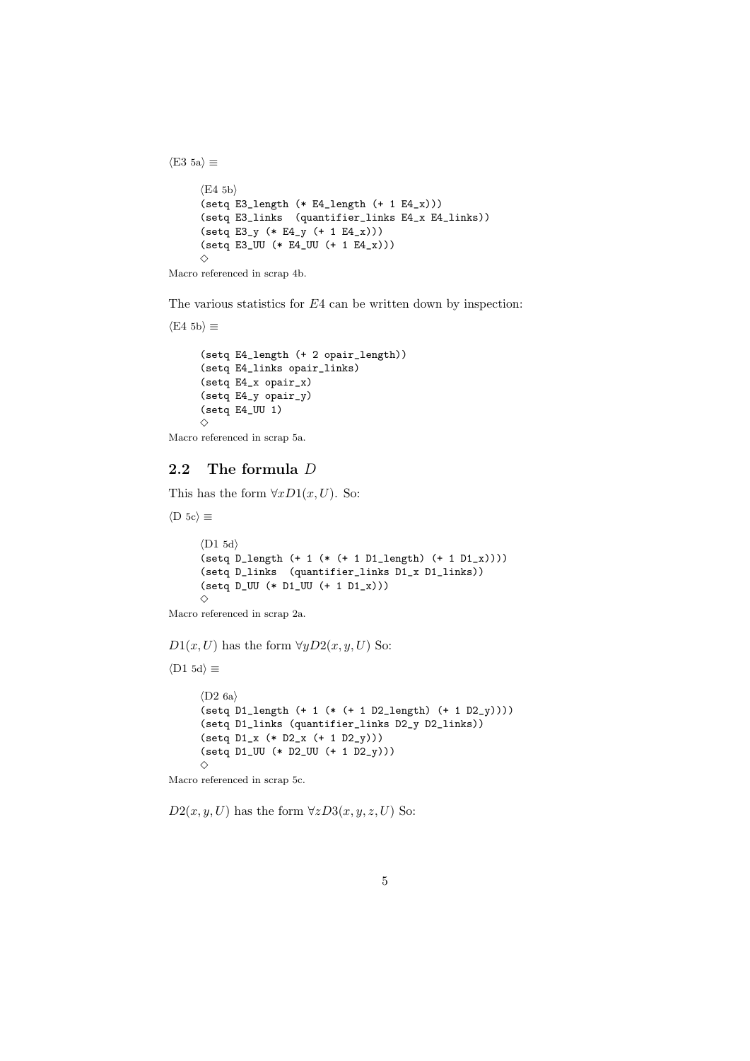⟨E3 5a⟩ ≡

```
⟨E4 5b⟩
(setq E3_length (* E4_length (+ 1 E4_x)))
(setq E3_links  (quantifier_links E4_x E4_links))
(setq E3_y (* E4_y (+ 1 E4_x)))
(setq E3_UU (* E4_UU (+ 1 E4_x)))
◇
```

Macro referenced in scrap 4b.

The various statistics for $E4$ can be written down by inspection:

⟨E4 5b⟩ ≡

```
(setq E4_length (+ 2 opair_length))
(setq E4_links opair_links)
(setq E4_x opair_x)
(setq E4_y opair_y)
(setq E4_UU 1)
◇
```

Macro referenced in scrap 5a.

## 2.2 The formula $D$

This has the form $\forall x D1(x, U)$. So:

⟨D 5c⟩ ≡

```
⟨D1 5d⟩
(setq D_length (+ 1 (* (+ 1 D1_length) (+ 1 D1_x))))
(setq D_links  (quantifier_links D1_x D1_links))
(setq D_UU (* D1_UU (+ 1 D1_x)))
◇
```

Macro referenced in scrap 2a.

$D1(x, U)$ has the form $\forall y D2(x, y, U)$ So:

⟨D1 5d⟩ ≡

```
⟨D2 6a⟩
(setq D1_length (+ 1 (* (+ 1 D2_length) (+ 1 D2_y))))
(setq D1_links (quantifier_links D2_y D2_links))
(setq D1_x (* D2_x (+ 1 D2_y)))
(setq D1_UU (* D2_UU (+ 1 D2_y)))
◇
```

Macro referenced in scrap 5c.

$D2(x, y, U)$ has the form $\forall z D3(x, y, z, U)$ So: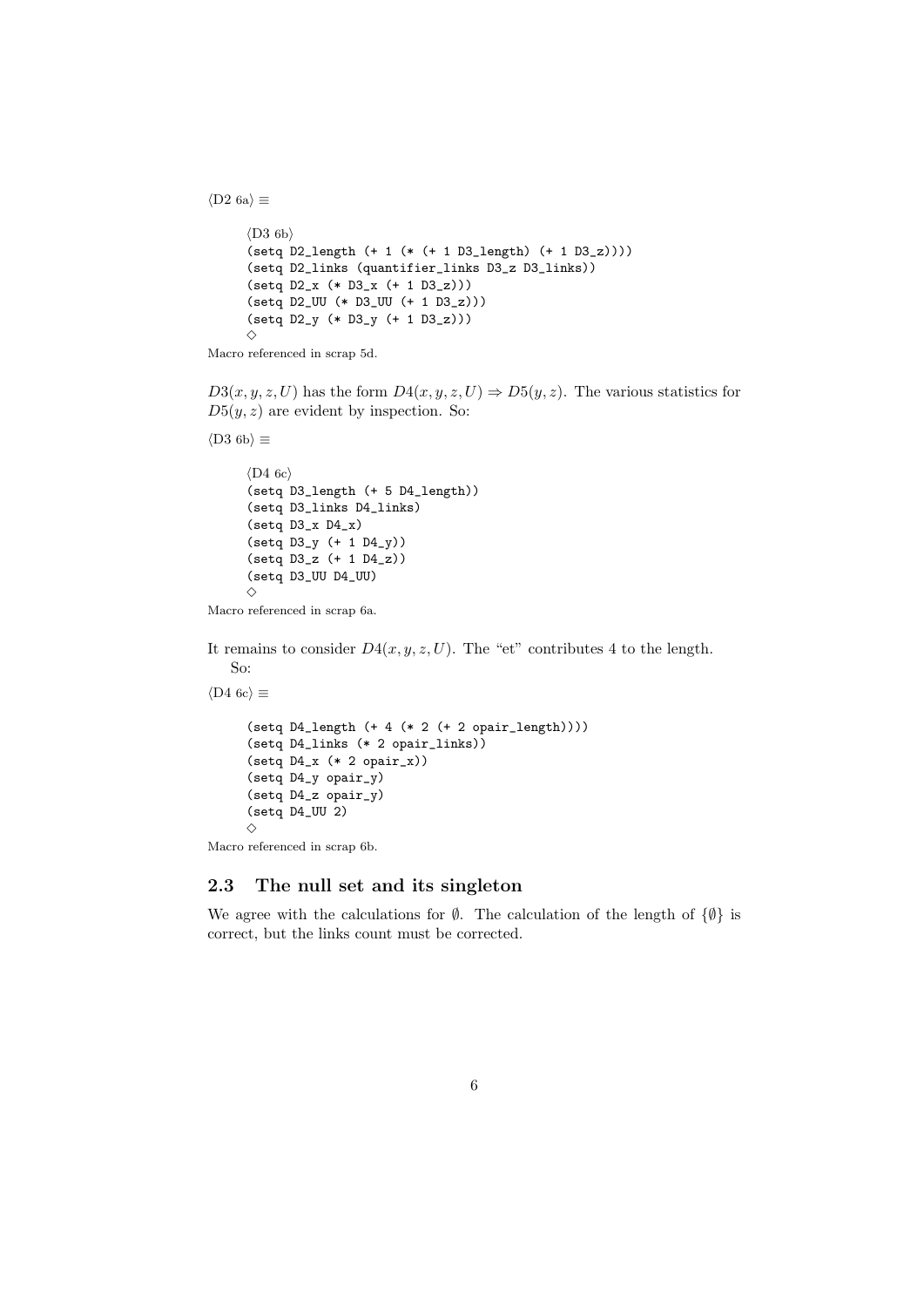⟨D2 6a⟩ ≡

```
⟨D3 6b⟩
(setq D2_length (+ 1 (* (+ 1 D3_length) (+ 1 D3_z))))
(setq D2_links (quantifier_links D3_z D3_links))
(setq D2_x (* D3_x (+ 1 D3_z)))
(setq D2_UU (* D3_UU (+ 1 D3_z)))
(setq D2_y (* D3_y (+ 1 D3_z)))
◇
```

Macro referenced in scrap 5d.

$D3(x, y, z, U)$ has the form $D4(x, y, z, U) \Rightarrow D5(y, z)$. The various statistics for $D5(y, z)$ are evident by inspection. So:

⟨D3 6b⟩ ≡

```
⟨D4 6c⟩
(setq D3_length (+ 5 D4_length))
(setq D3_links D4_links)
(setq D3_x D4_x)
(setq D3_y (+ 1 D4_y))
(setq D3_z (+ 1 D4_z))
(setq D3_UU D4_UU)
◇
```

Macro referenced in scrap 6a.

It remains to consider $D4(x, y, z, U)$. The "et" contributes 4 to the length.
So:

⟨D4 6c⟩ ≡

```
(setq D4_length (+ 4 (* 2 (+ 2 opair_length))))
(setq D4_links (* 2 opair_links))
(setq D4_x (* 2 opair_x))
(setq D4_y opair_y)
(setq D4_z opair_y)
(setq D4_UU 2)
◇
```

Macro referenced in scrap 6b.

## 2.3 The null set and its singleton

We agree with the calculations for $\emptyset$. The calculation of the length of $\{\emptyset\}$ is correct, but the links count must be corrected.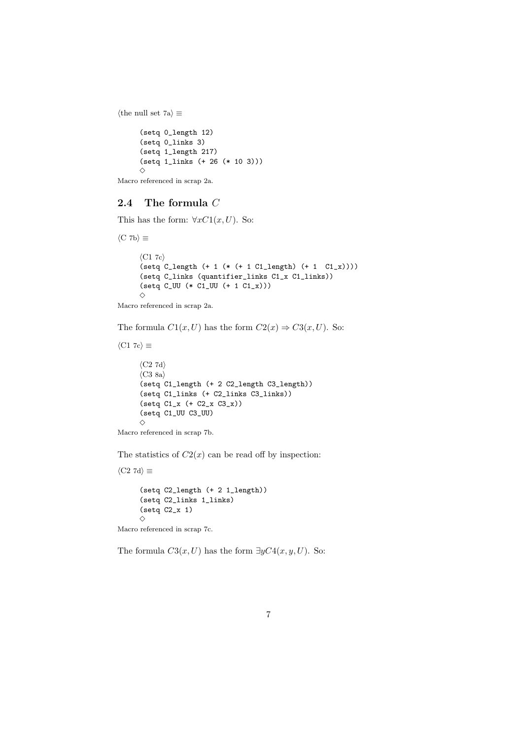⟨the null set 7a⟩ ≡

```
(setq 0_length 12)
(setq 0_links 3)
(setq 1_length 217)
(setq 1_links (+ 26 (* 10 3)))
◇
```

Macro referenced in scrap 2a.

## 2.4 The formula $C$

This has the form: $\forall x C1(x, U)$. So:

⟨C 7b⟩ ≡

```
⟨C1 7c⟩
(setq C_length (+ 1 (* (+ 1 C1_length) (+ 1  C1_x))))
(setq C_links (quantifier_links C1_x C1_links))
(setq C_UU (* C1_UU (+ 1 C1_x)))
◇
```

Macro referenced in scrap 2a.

The formula $C1(x, U)$ has the form $C2(x) \Rightarrow C3(x, U)$. So:

⟨C1 7c⟩ ≡

```
⟨C2 7d⟩
⟨C3 8a⟩
(setq C1_length (+ 2 C2_length C3_length))
(setq C1_links (+ C2_links C3_links))
(setq C1_x (+ C2_x C3_x))
(setq C1_UU C3_UU)
◇
```

Macro referenced in scrap 7b.

The statistics of $C2(x)$ can be read off by inspection:

⟨C2 7d⟩ ≡

```
(setq C2_length (+ 2 1_length))
(setq C2_links 1_links)
(setq C2_x 1)
◇
```

Macro referenced in scrap 7c.

The formula $C3(x, U)$ has the form $\exists y C4(x, y, U)$. So: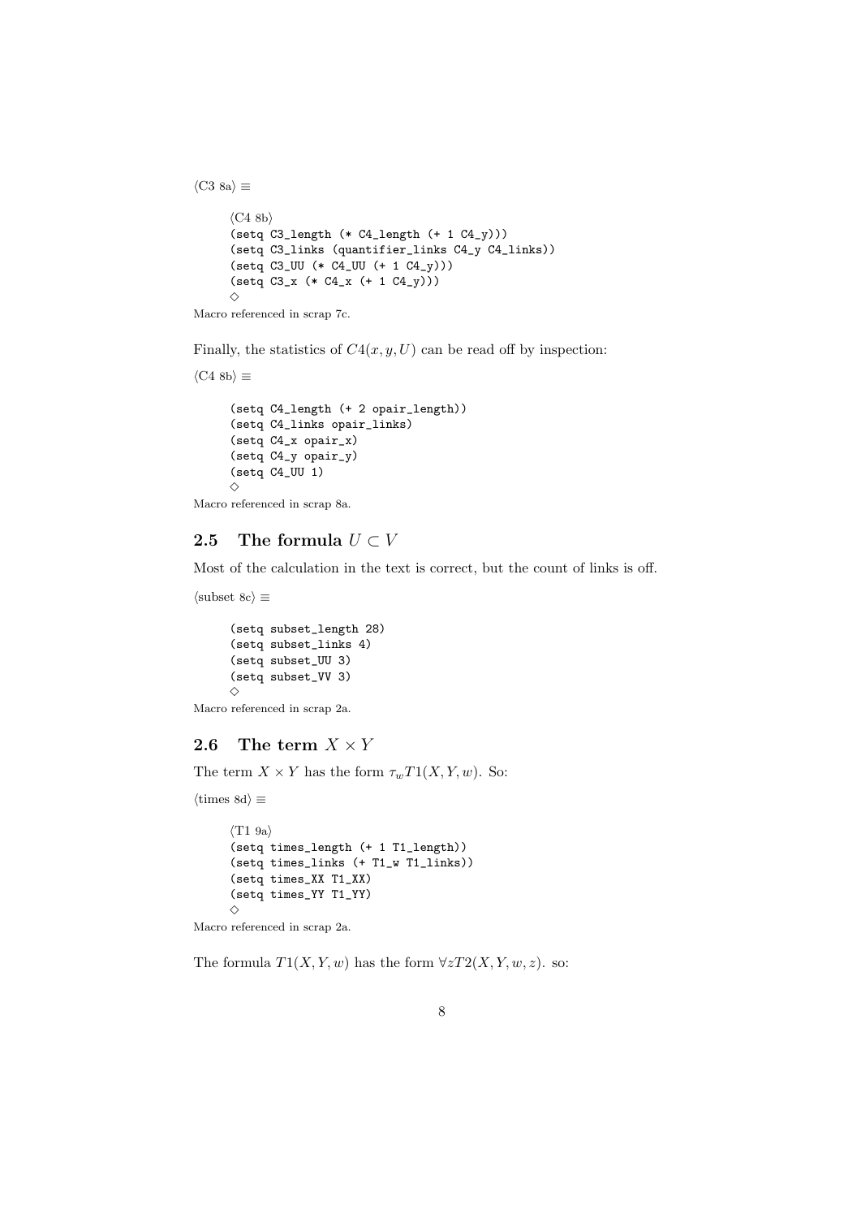⟨C3 8a⟩ ≡

```
⟨C4 8b⟩
(setq C3_length (* C4_length (+ 1 C4_y)))
(setq C3_links (quantifier_links C4_y C4_links))
(setq C3_UU (* C4_UU (+ 1 C4_y)))
(setq C3_x (* C4_x (+ 1 C4_y)))
◇
```

Macro referenced in scrap 7c.

Finally, the statistics of $C4(x, y, U)$ can be read off by inspection:

⟨C4 8b⟩ ≡

```
(setq C4_length (+ 2 opair_length))
(setq C4_links opair_links)
(setq C4_x opair_x)
(setq C4_y opair_y)
(setq C4_UU 1)
◇
```

Macro referenced in scrap 8a.

## 2.5 The formula $U \subset V$

Most of the calculation in the text is correct, but the count of links is off.

⟨subset 8c⟩ ≡

```
(setq subset_length 28)
(setq subset_links 4)
(setq subset_UU 3)
(setq subset_VV 3)
◇
```

Macro referenced in scrap 2a.

## 2.6 The term $X \times Y$

The term $X \times Y$ has the form $\tau_w T1(X, Y, w)$. So:

⟨times 8d⟩ ≡

```
⟨T1 9a⟩
(setq times_length (+ 1 T1_length))
(setq times_links (+ T1_w T1_links))
(setq times_XX T1_XX)
(setq times_YY T1_YY)
◇
```

Macro referenced in scrap 2a.

The formula $T1(X, Y, w)$ has the form $\forall z T2(X, Y, w, z)$. so: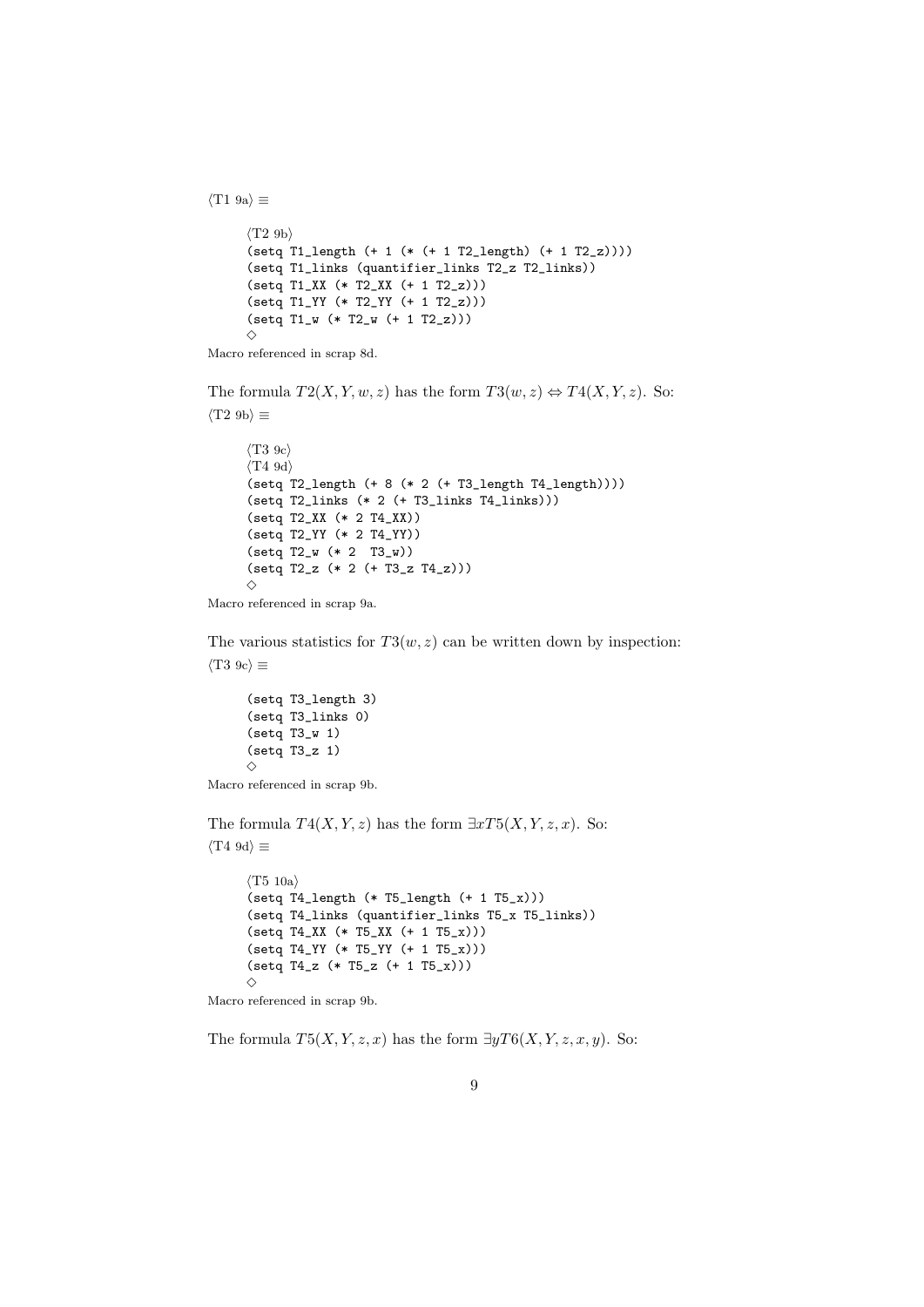⟨T1 9a⟩ ≡

```
⟨T2 9b⟩
(setq T1_length (+ 1 (* (+ 1 T2_length) (+ 1 T2_z))))
(setq T1_links (quantifier_links T2_z T2_links))
(setq T1_XX (* T2_XX (+ 1 T2_z)))
(setq T1_YY (* T2_YY (+ 1 T2_z)))
(setq T1_w (* T2_w (+ 1 T2_z)))
◇
```

Macro referenced in scrap 8d.

The formula $T2(X, Y, w, z)$ has the form $T3(w, z) \Leftrightarrow T4(X, Y, z)$. So:

⟨T2 9b⟩ ≡

```
⟨T3 9c⟩
⟨T4 9d⟩
(setq T2_length (+ 8 (* 2 (+ T3_length T4_length))))
(setq T2_links (* 2 (+ T3_links T4_links)))
(setq T2_XX (* 2 T4_XX))
(setq T2_YY (* 2 T4_YY))
(setq T2_w (* 2  T3_w))
(setq T2_z (* 2 (+ T3_z T4_z)))
◇
```

Macro referenced in scrap 9a.

The various statistics for $T3(w, z)$ can be written down by inspection:

⟨T3 9c⟩ ≡

```
(setq T3_length 3)
(setq T3_links 0)
(setq T3_w 1)
(setq T3_z 1)
◇
```

Macro referenced in scrap 9b.

The formula $T4(X, Y, z)$ has the form $\exists x T5(X, Y, z, x)$. So:

⟨T4 9d⟩ ≡

```
⟨T5 10a⟩
(setq T4_length (* T5_length (+ 1 T5_x)))
(setq T4_links (quantifier_links T5_x T5_links))
(setq T4_XX (* T5_XX (+ 1 T5_x)))
(setq T4_YY (* T5_YY (+ 1 T5_x)))
(setq T4_z (* T5_z (+ 1 T5_x)))
◇
```

Macro referenced in scrap 9b.

The formula $T5(X, Y, z, x)$ has the form $\exists y T6(X, Y, z, x, y)$. So: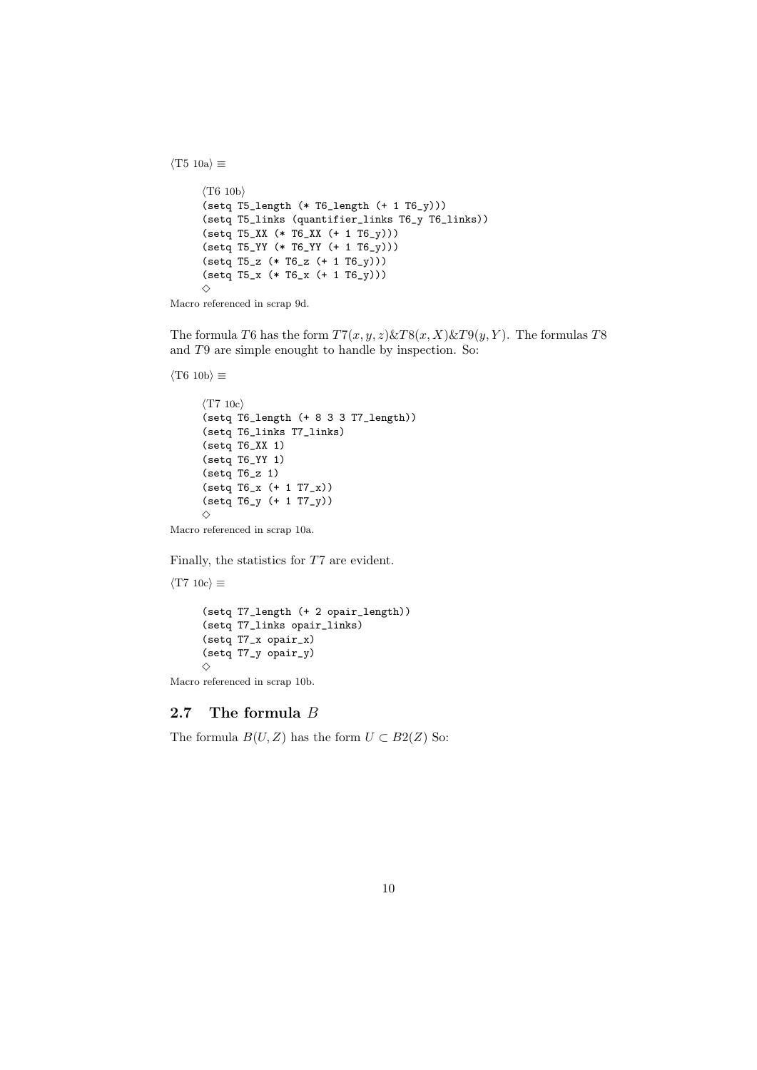⟨T5 10a⟩ ≡

```
⟨T6 10b⟩
(setq T5_length (* T6_length (+ 1 T6_y)))
(setq T5_links (quantifier_links T6_y T6_links))
(setq T5_XX (* T6_XX (+ 1 T6_y)))
(setq T5_YY (* T6_YY (+ 1 T6_y)))
(setq T5_z (* T6_z (+ 1 T6_y)))
(setq T5_x (* T6_x (+ 1 T6_y)))
◇
```

Macro referenced in scrap 9d.

The formula $T6$ has the form $T7(x, y, z)\&T8(x, X)\&T9(y, Y)$. The formulas $T8$ and $T9$ are simple enought to handle by inspection. So:

⟨T6 10b⟩ ≡

```
⟨T7 10c⟩
(setq T6_length (+ 8 3 3 T7_length))
(setq T6_links T7_links)
(setq T6_XX 1)
(setq T6_YY 1)
(setq T6_z 1)
(setq T6_x (+ 1 T7_x))
(setq T6_y (+ 1 T7_y))
◇
```

Macro referenced in scrap 10a.

Finally, the statistics for $T7$ are evident.

⟨T7 10c⟩ ≡

```
(setq T7_length (+ 2 opair_length))
(setq T7_links opair_links)
(setq T7_x opair_x)
(setq T7_y opair_y)
◇
```

Macro referenced in scrap 10b.

## 2.7 The formula $B$

The formula $B(U, Z)$ has the form $U \subset B2(Z)$ So: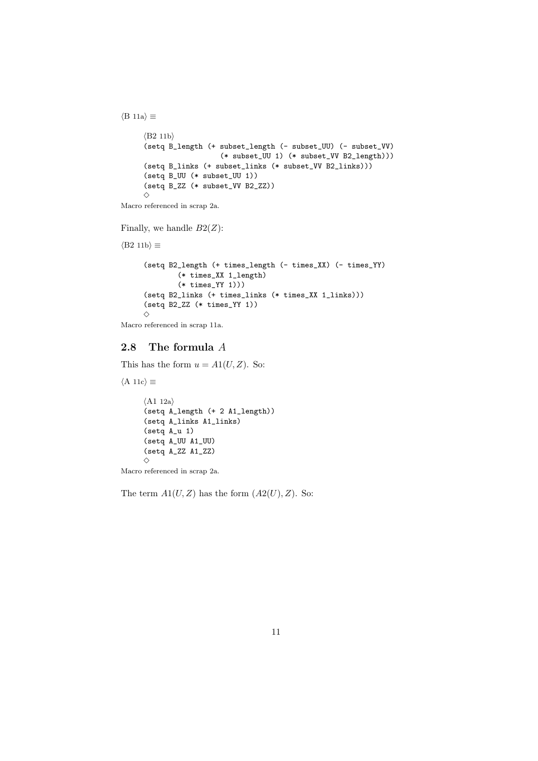⟨B 11a⟩ ≡

```
⟨B2 11b⟩
(setq B_length (+ subset_length (- subset_UU) (- subset_VV)
                  (* subset_UU 1) (* subset_VV B2_length)))
(setq B_links (+ subset_links (* subset_VV B2_links)))
(setq B_UU (* subset_UU 1))
(setq B_ZZ (* subset_VV B2_ZZ))
◇
```

Macro referenced in scrap 2a.

Finally, we handle $B2(Z)$:

⟨B2 11b⟩ ≡

```
(setq B2_length (+ times_length (- times_XX) (- times_YY)
        (* times_XX 1_length)
        (* times_YY 1)))
(setq B2_links (+ times_links (* times_XX 1_links)))
(setq B2_ZZ (* times_YY 1))
◇
```

Macro referenced in scrap 11a.

## 2.8 The formula $A$

This has the form $u = A1(U, Z)$. So:

⟨A 11c⟩ ≡

```
⟨A1 12a⟩
(setq A_length (+ 2 A1_length))
(setq A_links A1_links)
(setq A_u 1)
(setq A_UU A1_UU)
(setq A_ZZ A1_ZZ)
◇
```

Macro referenced in scrap 2a.

The term $A1(U, Z)$ has the form $(A2(U), Z)$. So: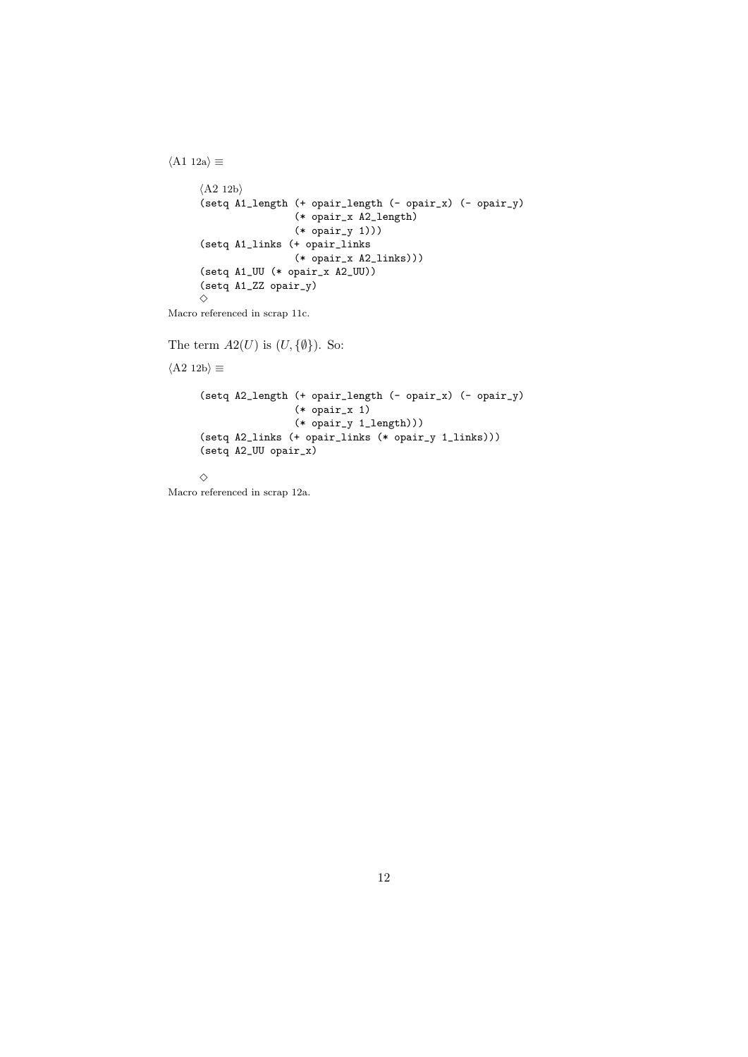⟨A1 12a⟩ ≡

```
⟨A2 12b⟩
(setq A1_length (+ opair_length (- opair_x) (- opair_y)
                (* opair_x A2_length)
                (* opair_y 1)))
(setq A1_links (+ opair_links
                (* opair_x A2_links)))
(setq A1_UU (* opair_x A2_UU))
(setq A1_ZZ opair_y)
◇
```

Macro referenced in scrap 11c.

The term $A2(U)$ is $(U, \{\emptyset\})$. So:

⟨A2 12b⟩ ≡

```
(setq A2_length (+ opair_length (- opair_x) (- opair_y)
                (* opair_x 1)
                (* opair_y 1_length)))
(setq A2_links (+ opair_links (* opair_y 1_links)))
(setq A2_UU opair_x)

◇
```

Macro referenced in scrap 12a.